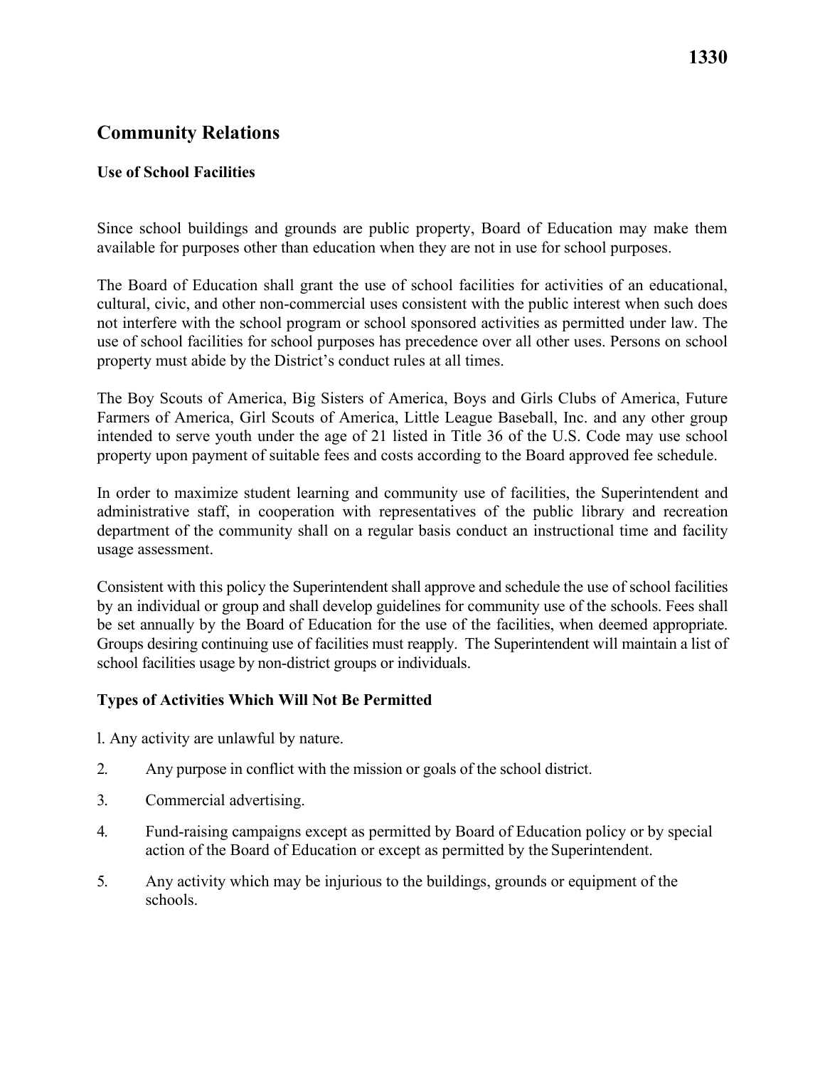# Community Relations

## Use of School Facilities

Since school buildings and grounds are public property, Board of Education may make them available for purposes other than education when they are not in use for school purposes.

The Board of Education shall grant the use of school facilities for activities of an educational, cultural, civic, and other non-commercial uses consistent with the public interest when such does not interfere with the school program or school sponsored activities as permitted under law. The use of school facilities for school purposes has precedence over all other uses. Persons on school property must abide by the District's conduct rules at all times.

The Boy Scouts of America, Big Sisters of America, Boys and Girls Clubs of America, Future Farmers of America, Girl Scouts of America, Little League Baseball, Inc. and any other group intended to serve youth under the age of 21 listed in Title 36 of the U.S. Code may use school property upon payment of suitable fees and costs according to the Board approved fee schedule.

In order to maximize student learning and community use of facilities, the Superintendent and administrative staff, in cooperation with representatives of the public library and recreation department of the community shall on a regular basis conduct an instructional time and facility usage assessment.

Consistent with this policy the Superintendent shall approve and schedule the use of school facilities by an individual or group and shall develop guidelines for community use of the schools. Fees shall be set annually by the Board of Education for the use of the facilities, when deemed appropriate. Groups desiring continuing use of facilities must reapply. The Superintendent will maintain a list of school facilities usage by non-district groups or individuals.

### Types of Activities Which Will Not Be Permitted

1. Any activity are unlawful by nature.
2. Any purpose in conflict with the mission or goals of the school district.
3. Commercial advertising.
4. Fund-raising campaigns except as permitted by Board of Education policy or by special action of the Board of Education or except as permitted by the Superintendent.
5. Any activity which may be injurious to the buildings, grounds or equipment of the schools.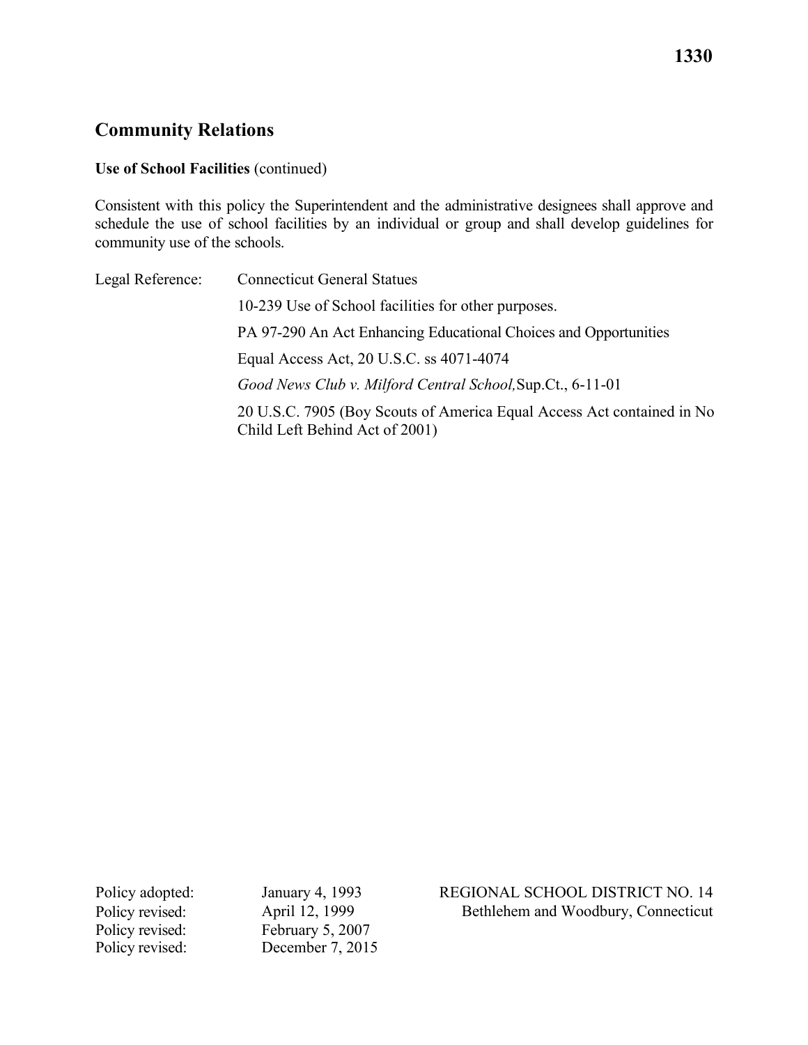## Community Relations

**Use of School Facilities** (continued)

Consistent with this policy the Superintendent and the administrative designees shall approve and schedule the use of school facilities by an individual or group and shall develop guidelines for community use of the schools.

Legal Reference: Connecticut General Statues

10-239 Use of School facilities for other purposes.

PA 97-290 An Act Enhancing Educational Choices and Opportunities

Equal Access Act, 20 U.S.C. ss 4071-4074

*Good News Club v. Milford Central School,* Sup.Ct., 6-11-01

20 U.S.C. 7905 (Boy Scouts of America Equal Access Act contained in No Child Left Behind Act of 2001)

| | |
|---|---|
| Policy adopted: | January 4, 1993 |
| Policy revised: | April 12, 1999 |
| Policy revised: | February 5, 2007 |
| Policy revised: | December 7, 2015 |

REGIONAL SCHOOL DISTRICT NO. 14
Bethlehem and Woodbury, Connecticut